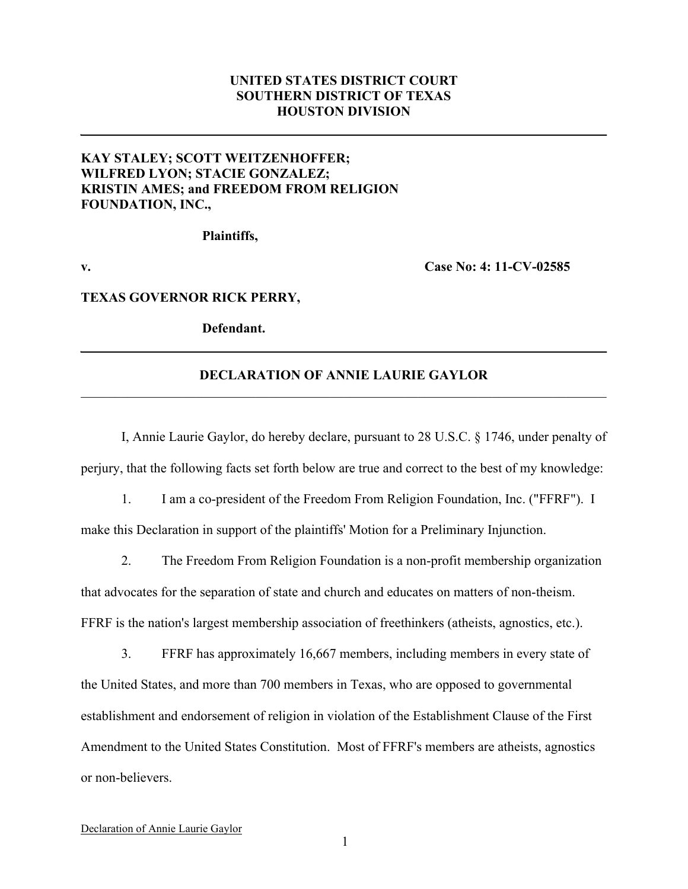**UNITED STATES DISTRICT COURT**
**SOUTHERN DISTRICT OF TEXAS**
**HOUSTON DIVISION**

---

**KAY STALEY; SCOTT WEITZENHOFFER; WILFRED LYON; STACIE GONZALEZ; KRISTIN AMES; and FREEDOM FROM RELIGION FOUNDATION, INC.,**

**Plaintiffs,**

**v.** **Case No: 4: 11-CV-02585**

**TEXAS GOVERNOR RICK PERRY,**

**Defendant.**

---

# DECLARATION OF ANNIE LAURIE GAYLOR

I, Annie Laurie Gaylor, do hereby declare, pursuant to 28 U.S.C. § 1746, under penalty of perjury, that the following facts set forth below are true and correct to the best of my knowledge:

1. I am a co-president of the Freedom From Religion Foundation, Inc. ("FFRF"). I make this Declaration in support of the plaintiffs' Motion for a Preliminary Injunction.

2. The Freedom From Religion Foundation is a non-profit membership organization that advocates for the separation of state and church and educates on matters of non-theism. FFRF is the nation's largest membership association of freethinkers (atheists, agnostics, etc.).

3. FFRF has approximately 16,667 members, including members in every state of the United States, and more than 700 members in Texas, who are opposed to governmental establishment and endorsement of religion in violation of the Establishment Clause of the First Amendment to the United States Constitution. Most of FFRF's members are atheists, agnostics or non-believers.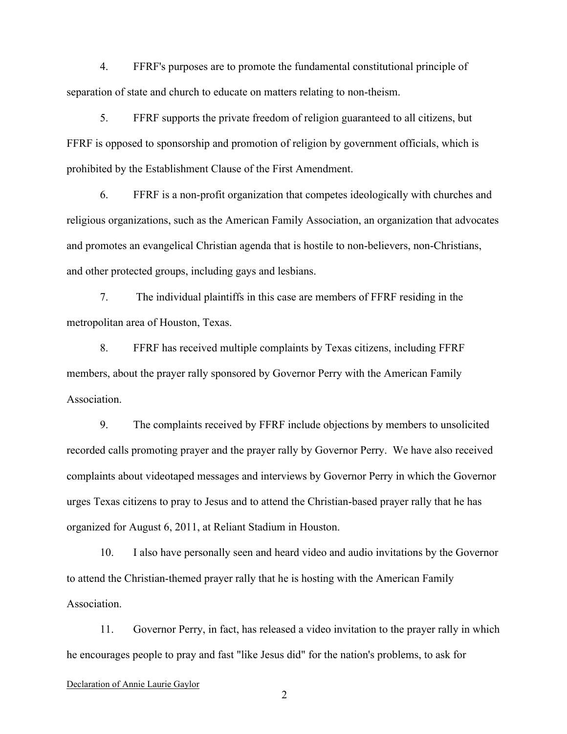4. FFRF's purposes are to promote the fundamental constitutional principle of separation of state and church to educate on matters relating to non-theism.

5. FFRF supports the private freedom of religion guaranteed to all citizens, but FFRF is opposed to sponsorship and promotion of religion by government officials, which is prohibited by the Establishment Clause of the First Amendment.

6. FFRF is a non-profit organization that competes ideologically with churches and religious organizations, such as the American Family Association, an organization that advocates and promotes an evangelical Christian agenda that is hostile to non-believers, non-Christians, and other protected groups, including gays and lesbians.

7. The individual plaintiffs in this case are members of FFRF residing in the metropolitan area of Houston, Texas.

8. FFRF has received multiple complaints by Texas citizens, including FFRF members, about the prayer rally sponsored by Governor Perry with the American Family Association.

9. The complaints received by FFRF include objections by members to unsolicited recorded calls promoting prayer and the prayer rally by Governor Perry. We have also received complaints about videotaped messages and interviews by Governor Perry in which the Governor urges Texas citizens to pray to Jesus and to attend the Christian-based prayer rally that he has organized for August 6, 2011, at Reliant Stadium in Houston.

10. I also have personally seen and heard video and audio invitations by the Governor to attend the Christian-themed prayer rally that he is hosting with the American Family Association.

11. Governor Perry, in fact, has released a video invitation to the prayer rally in which he encourages people to pray and fast "like Jesus did" for the nation's problems, to ask for

Declaration of Annie Laurie Gaylor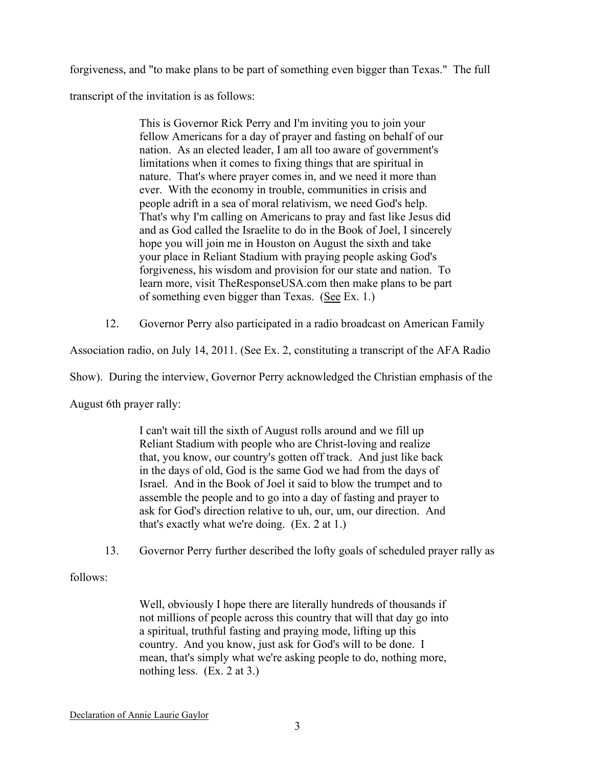forgiveness, and "to make plans to be part of something even bigger than Texas." The full transcript of the invitation is as follows:

> This is Governor Rick Perry and I'm inviting you to join your fellow Americans for a day of prayer and fasting on behalf of our nation. As an elected leader, I am all too aware of government's limitations when it comes to fixing things that are spiritual in nature. That's where prayer comes in, and we need it more than ever. With the economy in trouble, communities in crisis and people adrift in a sea of moral relativism, we need God's help. That's why I'm calling on Americans to pray and fast like Jesus did and as God called the Israelite to do in the Book of Joel, I sincerely hope you will join me in Houston on August the sixth and take your place in Reliant Stadium with praying people asking God's forgiveness, his wisdom and provision for our state and nation. To learn more, visit TheResponseUSA.com then make plans to be part of something even bigger than Texas. (See Ex. 1.)

12. Governor Perry also participated in a radio broadcast on American Family Association radio, on July 14, 2011. (See Ex. 2, constituting a transcript of the AFA Radio Show). During the interview, Governor Perry acknowledged the Christian emphasis of the August 6th prayer rally:

> I can't wait till the sixth of August rolls around and we fill up Reliant Stadium with people who are Christ-loving and realize that, you know, our country's gotten off track. And just like back in the days of old, God is the same God we had from the days of Israel. And in the Book of Joel it said to blow the trumpet and to assemble the people and to go into a day of fasting and prayer to ask for God's direction relative to uh, our, um, our direction. And that's exactly what we're doing. (Ex. 2 at 1.)

13. Governor Perry further described the lofty goals of scheduled prayer rally as follows:

> Well, obviously I hope there are literally hundreds of thousands if not millions of people across this country that will that day go into a spiritual, truthful fasting and praying mode, lifting up this country. And you know, just ask for God's will to be done. I mean, that's simply what we're asking people to do, nothing more, nothing less. (Ex. 2 at 3.)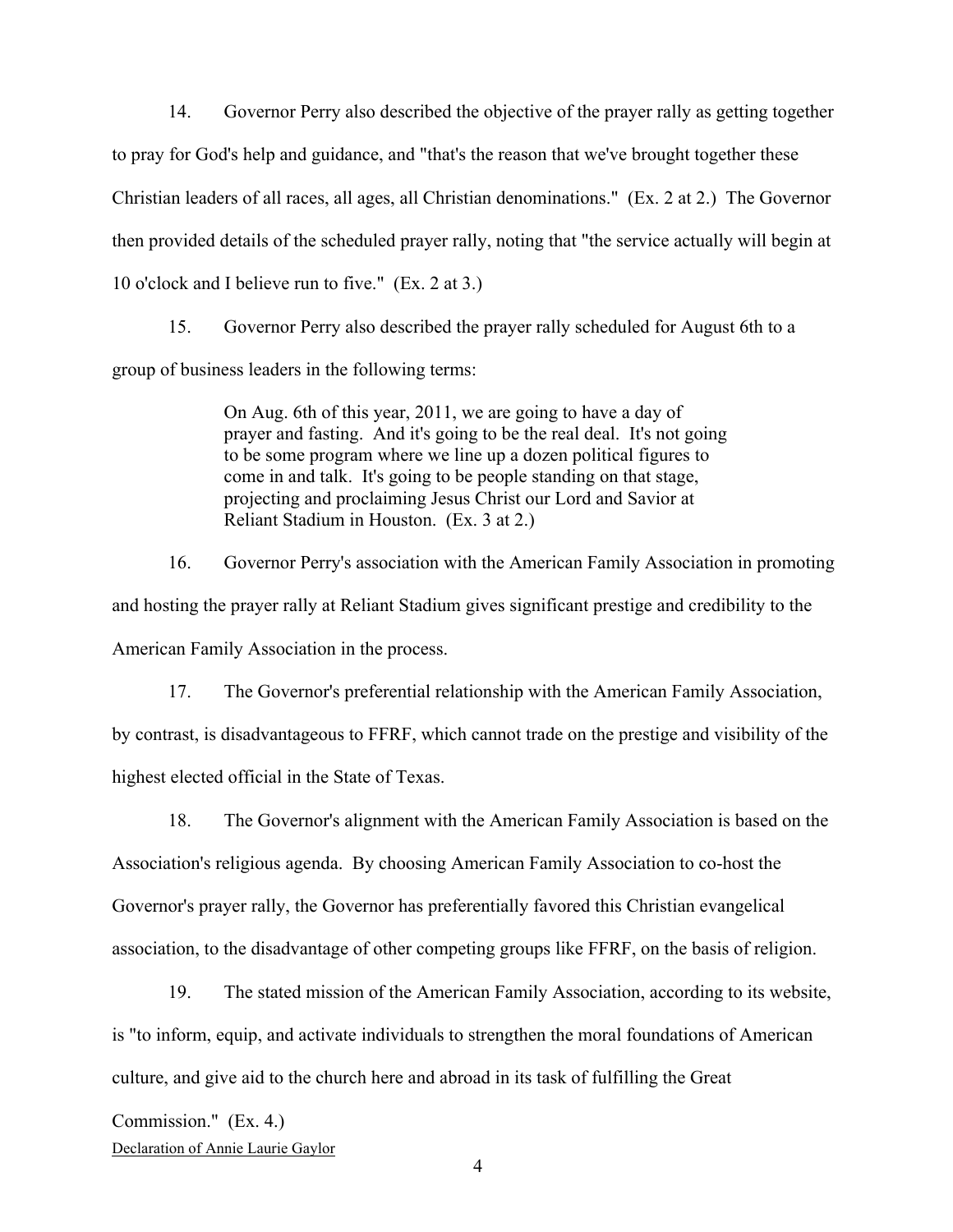14. Governor Perry also described the objective of the prayer rally as getting together to pray for God's help and guidance, and "that's the reason that we've brought together these Christian leaders of all races, all ages, all Christian denominations." (Ex. 2 at 2.) The Governor then provided details of the scheduled prayer rally, noting that "the service actually will begin at 10 o'clock and I believe run to five." (Ex. 2 at 3.)

15. Governor Perry also described the prayer rally scheduled for August 6th to a group of business leaders in the following terms:

> On Aug. 6th of this year, 2011, we are going to have a day of prayer and fasting. And it's going to be the real deal. It's not going to be some program where we line up a dozen political figures to come in and talk. It's going to be people standing on that stage, projecting and proclaiming Jesus Christ our Lord and Savior at Reliant Stadium in Houston. (Ex. 3 at 2.)

16. Governor Perry's association with the American Family Association in promoting and hosting the prayer rally at Reliant Stadium gives significant prestige and credibility to the American Family Association in the process.

17. The Governor's preferential relationship with the American Family Association, by contrast, is disadvantageous to FFRF, which cannot trade on the prestige and visibility of the highest elected official in the State of Texas.

18. The Governor's alignment with the American Family Association is based on the Association's religious agenda. By choosing American Family Association to co-host the Governor's prayer rally, the Governor has preferentially favored this Christian evangelical association, to the disadvantage of other competing groups like FFRF, on the basis of religion.

19. The stated mission of the American Family Association, according to its website, is "to inform, equip, and activate individuals to strengthen the moral foundations of American culture, and give aid to the church here and abroad in its task of fulfilling the Great Commission." (Ex. 4.)

Declaration of Annie Laurie Gaylor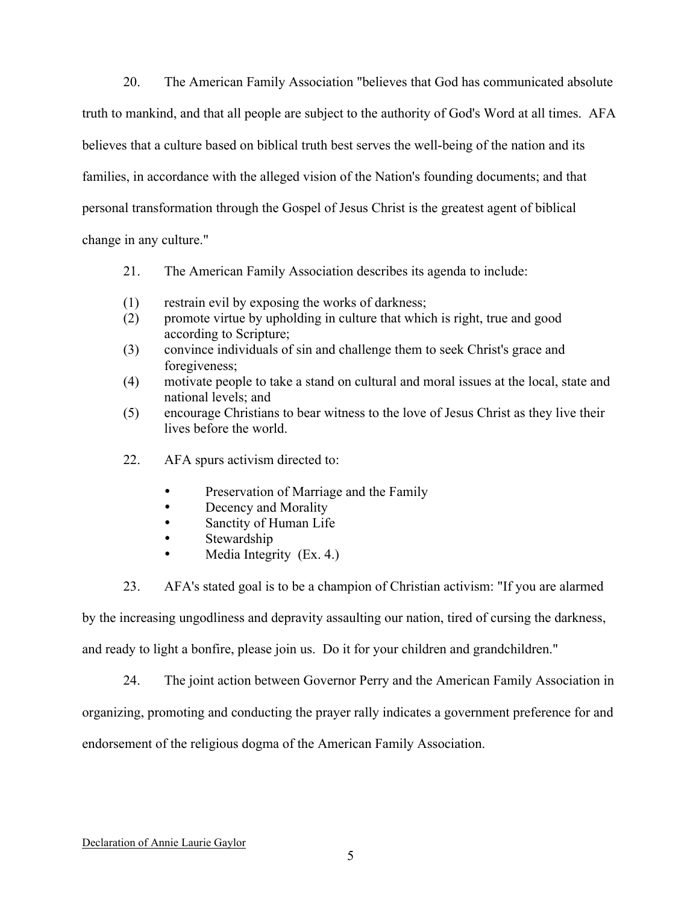20. The American Family Association "believes that God has communicated absolute truth to mankind, and that all people are subject to the authority of God's Word at all times. AFA believes that a culture based on biblical truth best serves the well-being of the nation and its families, in accordance with the alleged vision of the Nation's founding documents; and that personal transformation through the Gospel of Jesus Christ is the greatest agent of biblical change in any culture."

21. The American Family Association describes its agenda to include:

(1) restrain evil by exposing the works of darkness;
(2) promote virtue by upholding in culture that which is right, true and good according to Scripture;
(3) convince individuals of sin and challenge them to seek Christ's grace and foregiveness;
(4) motivate people to take a stand on cultural and moral issues at the local, state and national levels; and
(5) encourage Christians to bear witness to the love of Jesus Christ as they live their lives before the world.

22. AFA spurs activism directed to:

- Preservation of Marriage and the Family
- Decency and Morality
- Sanctity of Human Life
- Stewardship
- Media Integrity (Ex. 4.)

23. AFA's stated goal is to be a champion of Christian activism: "If you are alarmed by the increasing ungodliness and depravity assaulting our nation, tired of cursing the darkness, and ready to light a bonfire, please join us. Do it for your children and grandchildren."

24. The joint action between Governor Perry and the American Family Association in organizing, promoting and conducting the prayer rally indicates a government preference for and endorsement of the religious dogma of the American Family Association.

Declaration of Annie Laurie Gaylor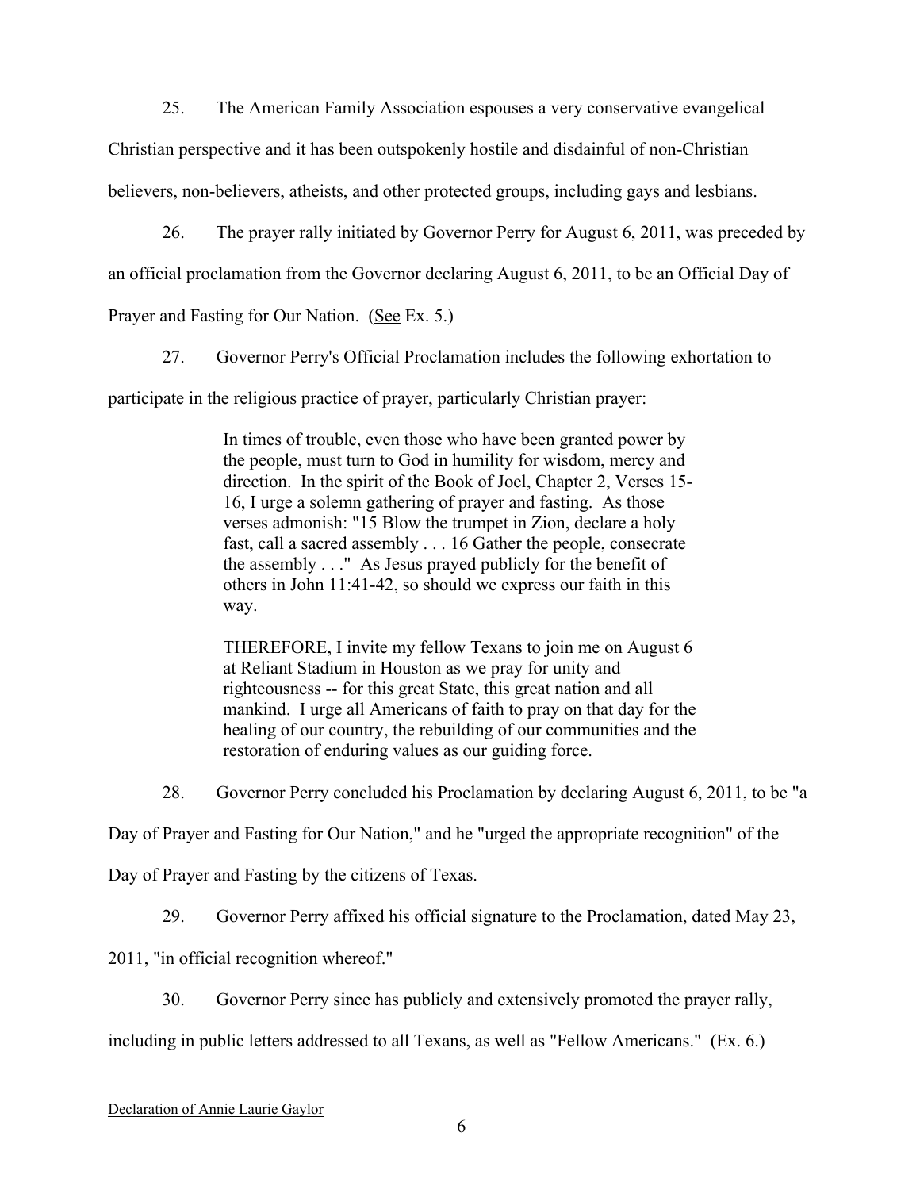25. The American Family Association espouses a very conservative evangelical Christian perspective and it has been outspokenly hostile and disdainful of non-Christian believers, non-believers, atheists, and other protected groups, including gays and lesbians.

26. The prayer rally initiated by Governor Perry for August 6, 2011, was preceded by an official proclamation from the Governor declaring August 6, 2011, to be an Official Day of Prayer and Fasting for Our Nation. (See Ex. 5.)

27. Governor Perry's Official Proclamation includes the following exhortation to participate in the religious practice of prayer, particularly Christian prayer:

> In times of trouble, even those who have been granted power by the people, must turn to God in humility for wisdom, mercy and direction. In the spirit of the Book of Joel, Chapter 2, Verses 15-16, I urge a solemn gathering of prayer and fasting. As those verses admonish: "15 Blow the trumpet in Zion, declare a holy fast, call a sacred assembly . . . 16 Gather the people, consecrate the assembly . . ." As Jesus prayed publicly for the benefit of others in John 11:41-42, so should we express our faith in this way.
>
> THEREFORE, I invite my fellow Texans to join me on August 6 at Reliant Stadium in Houston as we pray for unity and righteousness -- for this great State, this great nation and all mankind. I urge all Americans of faith to pray on that day for the healing of our country, the rebuilding of our communities and the restoration of enduring values as our guiding force.

28. Governor Perry concluded his Proclamation by declaring August 6, 2011, to be "a Day of Prayer and Fasting for Our Nation," and he "urged the appropriate recognition" of the Day of Prayer and Fasting by the citizens of Texas.

29. Governor Perry affixed his official signature to the Proclamation, dated May 23, 2011, "in official recognition whereof."

30. Governor Perry since has publicly and extensively promoted the prayer rally, including in public letters addressed to all Texans, as well as "Fellow Americans." (Ex. 6.)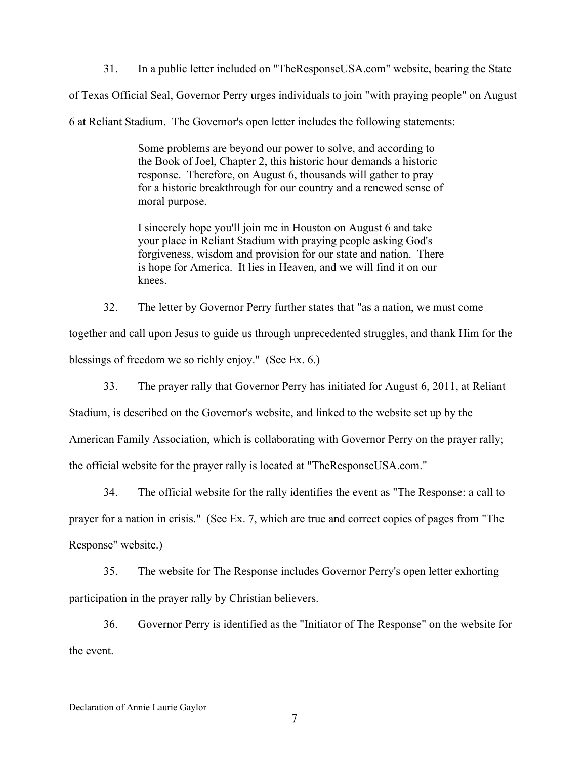31. In a public letter included on "TheResponseUSA.com" website, bearing the State of Texas Official Seal, Governor Perry urges individuals to join "with praying people" on August 6 at Reliant Stadium. The Governor's open letter includes the following statements:

> Some problems are beyond our power to solve, and according to the Book of Joel, Chapter 2, this historic hour demands a historic response. Therefore, on August 6, thousands will gather to pray for a historic breakthrough for our country and a renewed sense of moral purpose.
>
> I sincerely hope you'll join me in Houston on August 6 and take your place in Reliant Stadium with praying people asking God's forgiveness, wisdom and provision for our state and nation. There is hope for America. It lies in Heaven, and we will find it on our knees.

32. The letter by Governor Perry further states that "as a nation, we must come together and call upon Jesus to guide us through unprecedented struggles, and thank Him for the blessings of freedom we so richly enjoy." (See Ex. 6.)

33. The prayer rally that Governor Perry has initiated for August 6, 2011, at Reliant Stadium, is described on the Governor's website, and linked to the website set up by the American Family Association, which is collaborating with Governor Perry on the prayer rally; the official website for the prayer rally is located at "TheResponseUSA.com."

34. The official website for the rally identifies the event as "The Response: a call to prayer for a nation in crisis." (See Ex. 7, which are true and correct copies of pages from "The Response" website.)

35. The website for The Response includes Governor Perry's open letter exhorting participation in the prayer rally by Christian believers.

36. Governor Perry is identified as the "Initiator of The Response" on the website for the event.

Declaration of Annie Laurie Gaylor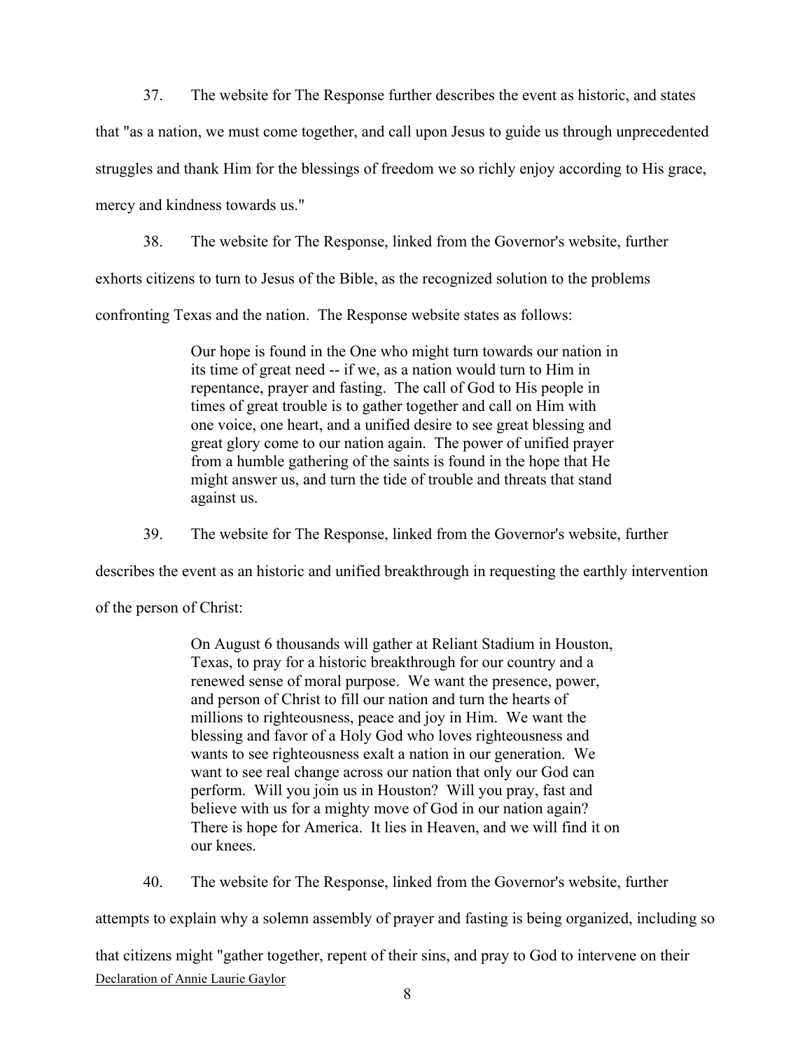37. The website for The Response further describes the event as historic, and states that "as a nation, we must come together, and call upon Jesus to guide us through unprecedented struggles and thank Him for the blessings of freedom we so richly enjoy according to His grace, mercy and kindness towards us."

38. The website for The Response, linked from the Governor's website, further exhorts citizens to turn to Jesus of the Bible, as the recognized solution to the problems confronting Texas and the nation. The Response website states as follows:

> Our hope is found in the One who might turn towards our nation in its time of great need -- if we, as a nation would turn to Him in repentance, prayer and fasting. The call of God to His people in times of great trouble is to gather together and call on Him with one voice, one heart, and a unified desire to see great blessing and great glory come to our nation again. The power of unified prayer from a humble gathering of the saints is found in the hope that He might answer us, and turn the tide of trouble and threats that stand against us.

39. The website for The Response, linked from the Governor's website, further describes the event as an historic and unified breakthrough in requesting the earthly intervention of the person of Christ:

> On August 6 thousands will gather at Reliant Stadium in Houston, Texas, to pray for a historic breakthrough for our country and a renewed sense of moral purpose. We want the presence, power, and person of Christ to fill our nation and turn the hearts of millions to righteousness, peace and joy in Him. We want the blessing and favor of a Holy God who loves righteousness and wants to see righteousness exalt a nation in our generation. We want to see real change across our nation that only our God can perform. Will you join us in Houston? Will you pray, fast and believe with us for a mighty move of God in our nation again? There is hope for America. It lies in Heaven, and we will find it on our knees.

40. The website for The Response, linked from the Governor's website, further attempts to explain why a solemn assembly of prayer and fasting is being organized, including so that citizens might "gather together, repent of their sins, and pray to God to intervene on their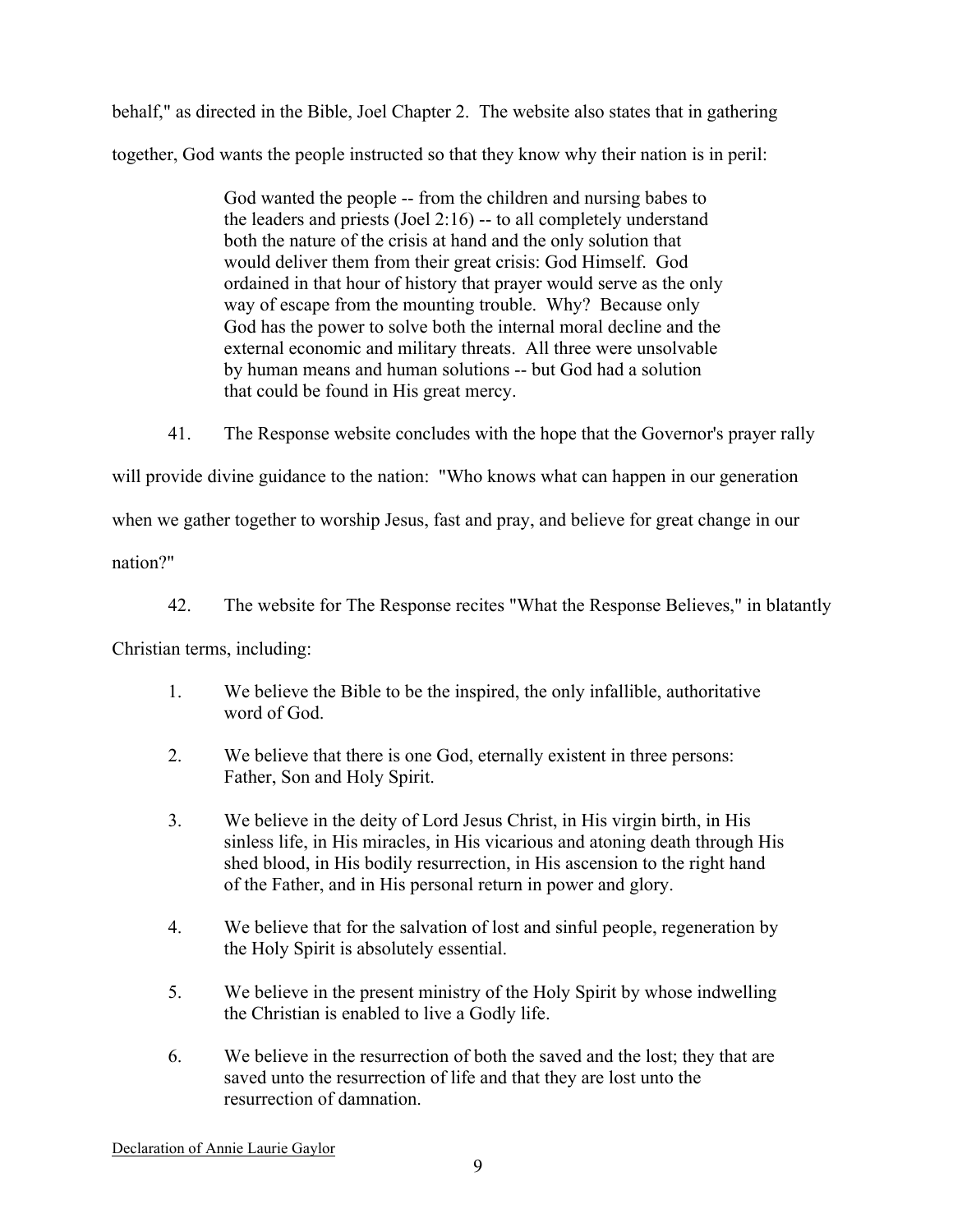behalf," as directed in the Bible, Joel Chapter 2. The website also states that in gathering together, God wants the people instructed so that they know why their nation is in peril:

> God wanted the people -- from the children and nursing babes to the leaders and priests (Joel 2:16) -- to all completely understand both the nature of the crisis at hand and the only solution that would deliver them from their great crisis: God Himself. God ordained in that hour of history that prayer would serve as the only way of escape from the mounting trouble. Why? Because only God has the power to solve both the internal moral decline and the external economic and military threats. All three were unsolvable by human means and human solutions -- but God had a solution that could be found in His great mercy.

41. The Response website concludes with the hope that the Governor's prayer rally will provide divine guidance to the nation: "Who knows what can happen in our generation when we gather together to worship Jesus, fast and pray, and believe for great change in our nation?"

42. The website for The Response recites "What the Response Believes," in blatantly Christian terms, including:

> 1. We believe the Bible to be the inspired, the only infallible, authoritative word of God.
>
> 2. We believe that there is one God, eternally existent in three persons: Father, Son and Holy Spirit.
>
> 3. We believe in the deity of Lord Jesus Christ, in His virgin birth, in His sinless life, in His miracles, in His vicarious and atoning death through His shed blood, in His bodily resurrection, in His ascension to the right hand of the Father, and in His personal return in power and glory.
>
> 4. We believe that for the salvation of lost and sinful people, regeneration by the Holy Spirit is absolutely essential.
>
> 5. We believe in the present ministry of the Holy Spirit by whose indwelling the Christian is enabled to live a Godly life.
>
> 6. We believe in the resurrection of both the saved and the lost; they that are saved unto the resurrection of life and that they are lost unto the resurrection of damnation.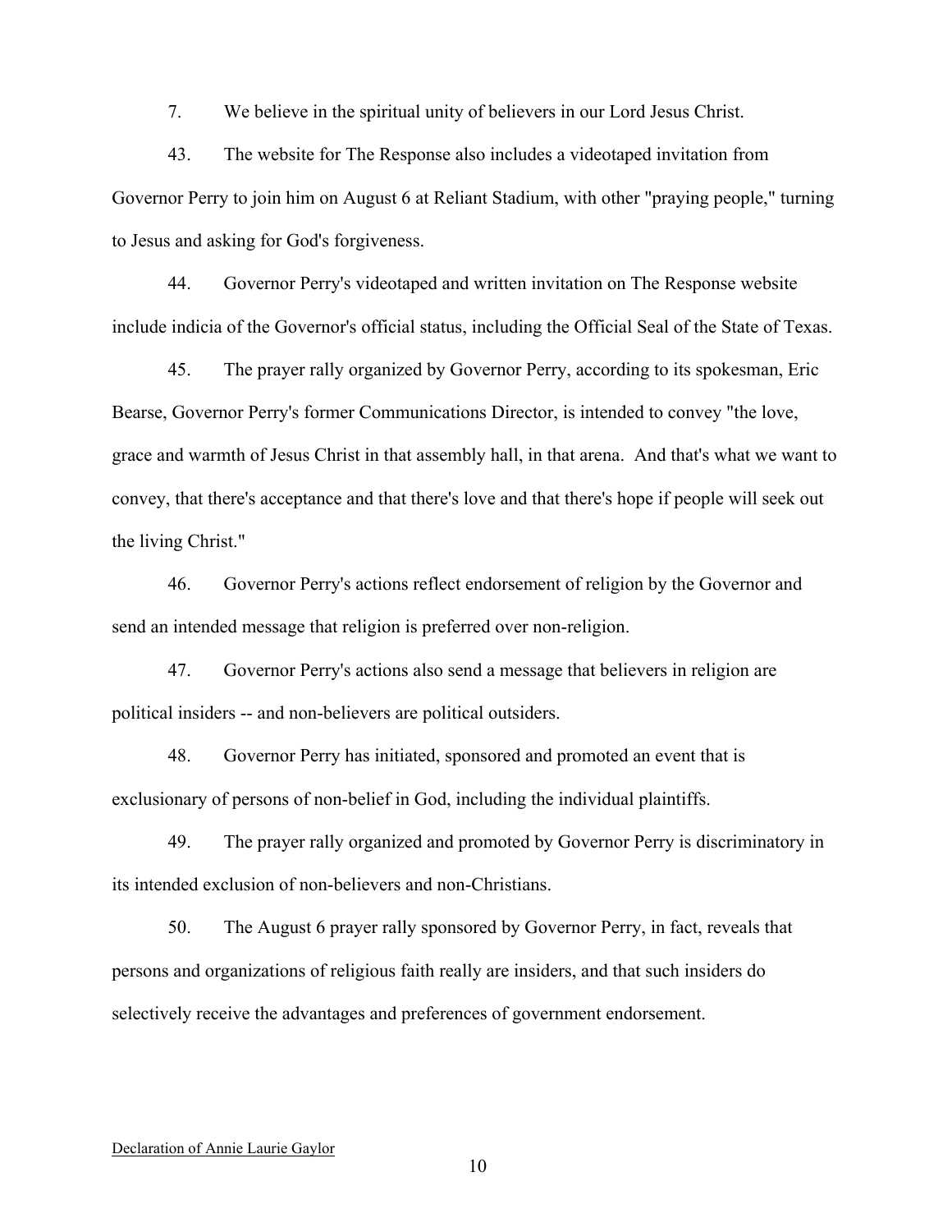7. We believe in the spiritual unity of believers in our Lord Jesus Christ.

43. The website for The Response also includes a videotaped invitation from Governor Perry to join him on August 6 at Reliant Stadium, with other "praying people," turning to Jesus and asking for God's forgiveness.

44. Governor Perry's videotaped and written invitation on The Response website include indicia of the Governor's official status, including the Official Seal of the State of Texas.

45. The prayer rally organized by Governor Perry, according to its spokesman, Eric Bearse, Governor Perry's former Communications Director, is intended to convey "the love, grace and warmth of Jesus Christ in that assembly hall, in that arena. And that's what we want to convey, that there's acceptance and that there's love and that there's hope if people will seek out the living Christ."

46. Governor Perry's actions reflect endorsement of religion by the Governor and send an intended message that religion is preferred over non-religion.

47. Governor Perry's actions also send a message that believers in religion are political insiders -- and non-believers are political outsiders.

48. Governor Perry has initiated, sponsored and promoted an event that is exclusionary of persons of non-belief in God, including the individual plaintiffs.

49. The prayer rally organized and promoted by Governor Perry is discriminatory in its intended exclusion of non-believers and non-Christians.

50. The August 6 prayer rally sponsored by Governor Perry, in fact, reveals that persons and organizations of religious faith really are insiders, and that such insiders do selectively receive the advantages and preferences of government endorsement.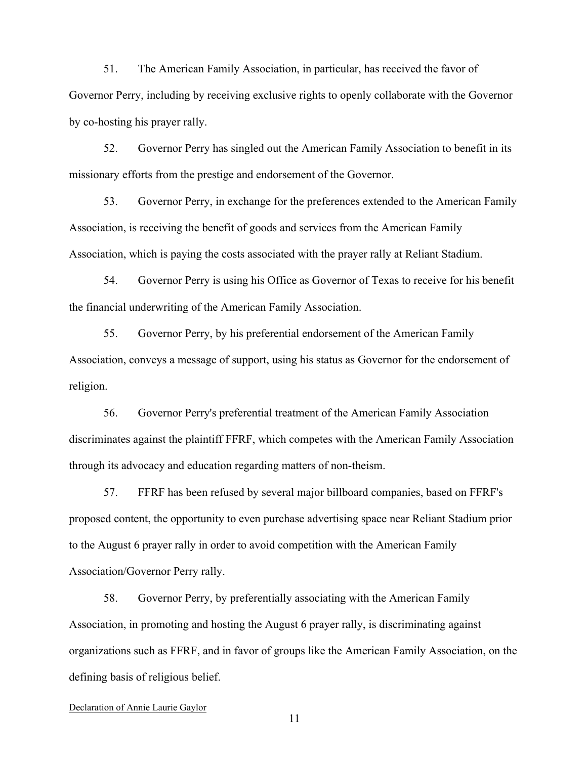51. The American Family Association, in particular, has received the favor of Governor Perry, including by receiving exclusive rights to openly collaborate with the Governor by co-hosting his prayer rally.

52. Governor Perry has singled out the American Family Association to benefit in its missionary efforts from the prestige and endorsement of the Governor.

53. Governor Perry, in exchange for the preferences extended to the American Family Association, is receiving the benefit of goods and services from the American Family Association, which is paying the costs associated with the prayer rally at Reliant Stadium.

54. Governor Perry is using his Office as Governor of Texas to receive for his benefit the financial underwriting of the American Family Association.

55. Governor Perry, by his preferential endorsement of the American Family Association, conveys a message of support, using his status as Governor for the endorsement of religion.

56. Governor Perry's preferential treatment of the American Family Association discriminates against the plaintiff FFRF, which competes with the American Family Association through its advocacy and education regarding matters of non-theism.

57. FFRF has been refused by several major billboard companies, based on FFRF's proposed content, the opportunity to even purchase advertising space near Reliant Stadium prior to the August 6 prayer rally in order to avoid competition with the American Family Association/Governor Perry rally.

58. Governor Perry, by preferentially associating with the American Family Association, in promoting and hosting the August 6 prayer rally, is discriminating against organizations such as FFRF, and in favor of groups like the American Family Association, on the defining basis of religious belief.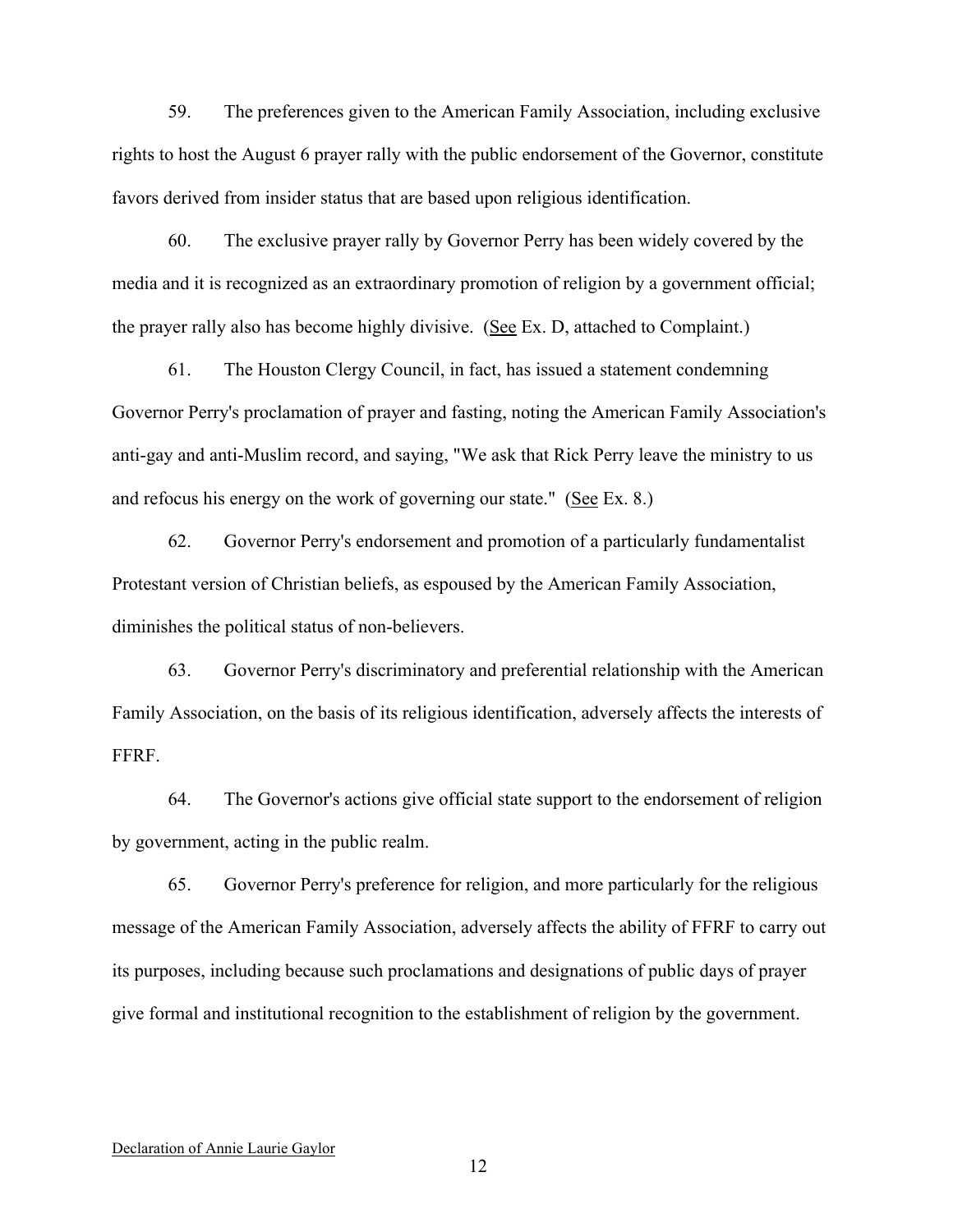59. The preferences given to the American Family Association, including exclusive rights to host the August 6 prayer rally with the public endorsement of the Governor, constitute favors derived from insider status that are based upon religious identification.

60. The exclusive prayer rally by Governor Perry has been widely covered by the media and it is recognized as an extraordinary promotion of religion by a government official; the prayer rally also has become highly divisive. (See Ex. D, attached to Complaint.)

61. The Houston Clergy Council, in fact, has issued a statement condemning Governor Perry's proclamation of prayer and fasting, noting the American Family Association's anti-gay and anti-Muslim record, and saying, "We ask that Rick Perry leave the ministry to us and refocus his energy on the work of governing our state." (See Ex. 8.)

62. Governor Perry's endorsement and promotion of a particularly fundamentalist Protestant version of Christian beliefs, as espoused by the American Family Association, diminishes the political status of non-believers.

63. Governor Perry's discriminatory and preferential relationship with the American Family Association, on the basis of its religious identification, adversely affects the interests of FFRF.

64. The Governor's actions give official state support to the endorsement of religion by government, acting in the public realm.

65. Governor Perry's preference for religion, and more particularly for the religious message of the American Family Association, adversely affects the ability of FFRF to carry out its purposes, including because such proclamations and designations of public days of prayer give formal and institutional recognition to the establishment of religion by the government.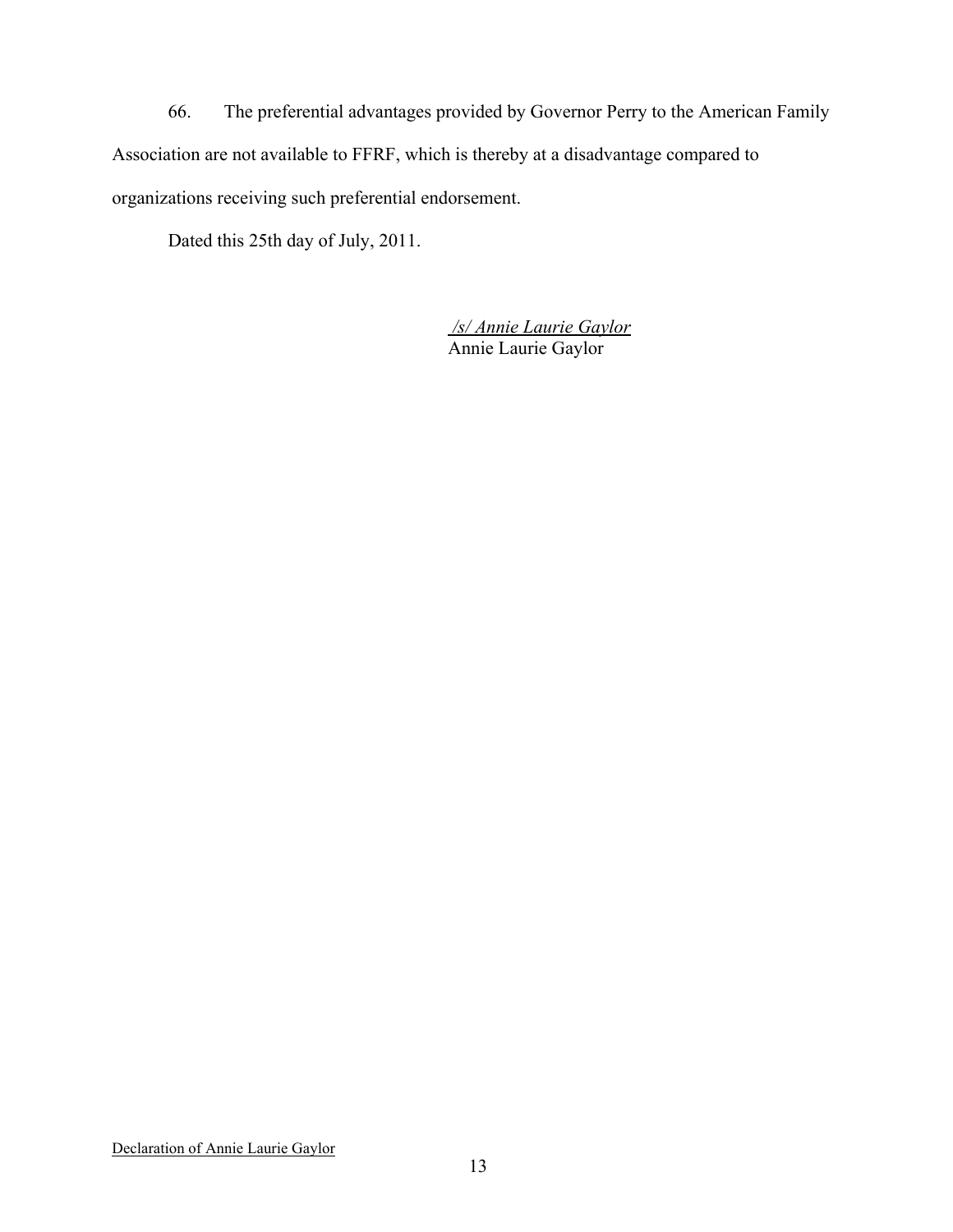66. The preferential advantages provided by Governor Perry to the American Family Association are not available to FFRF, which is thereby at a disadvantage compared to organizations receiving such preferential endorsement.

Dated this 25th day of July, 2011.

*/s/ Annie Laurie Gaylor*
Annie Laurie Gaylor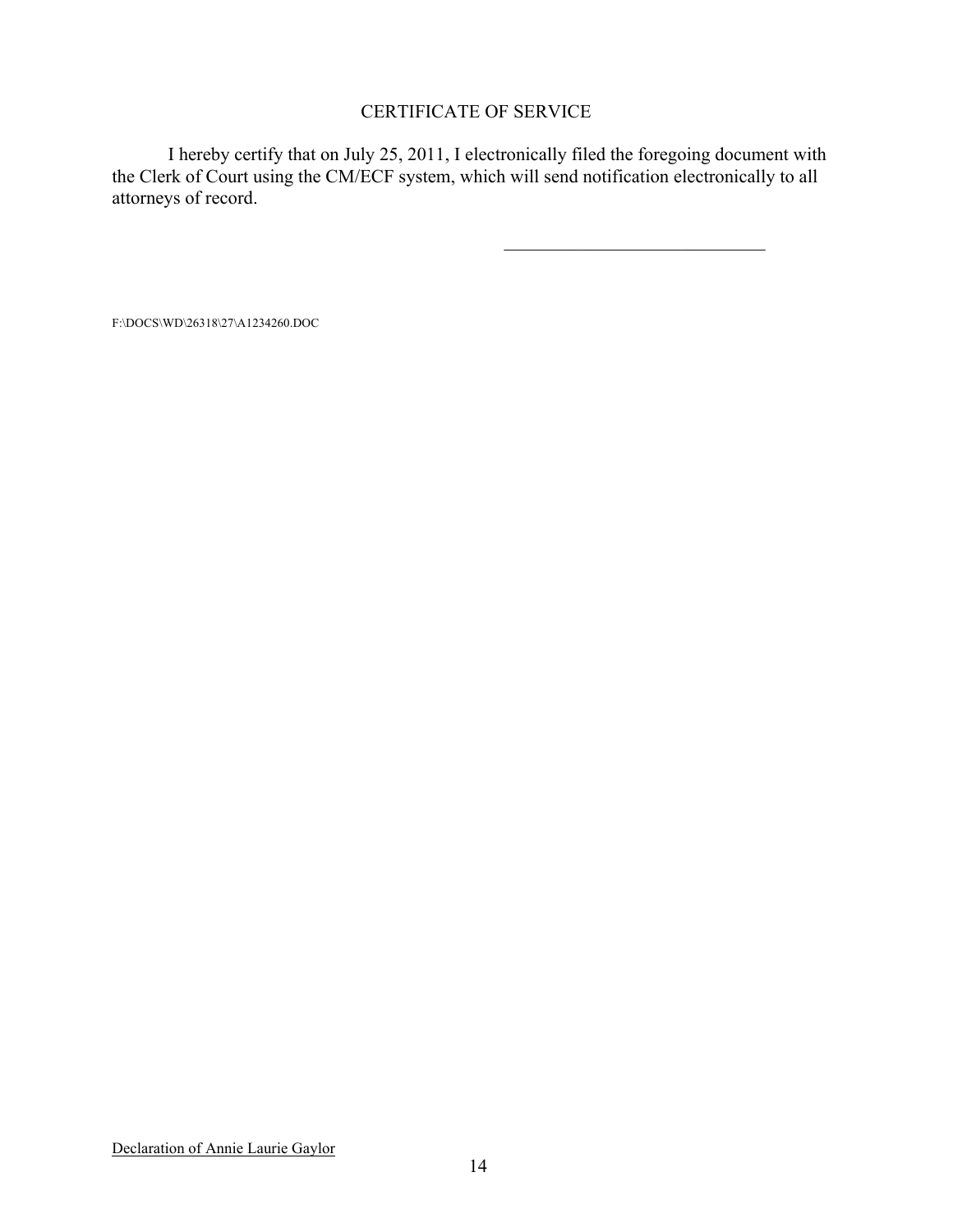## CERTIFICATE OF SERVICE

I hereby certify that on July 25, 2011, I electronically filed the foregoing document with the Clerk of Court using the CM/ECF system, which will send notification electronically to all attorneys of record.

\_\_\_\_\_\_\_\_\_\_\_\_\_\_\_\_\_\_\_\_\_\_\_\_\_\_\_\_\_\_

F:\DOCS\WD\26318\27\A1234260.DOC